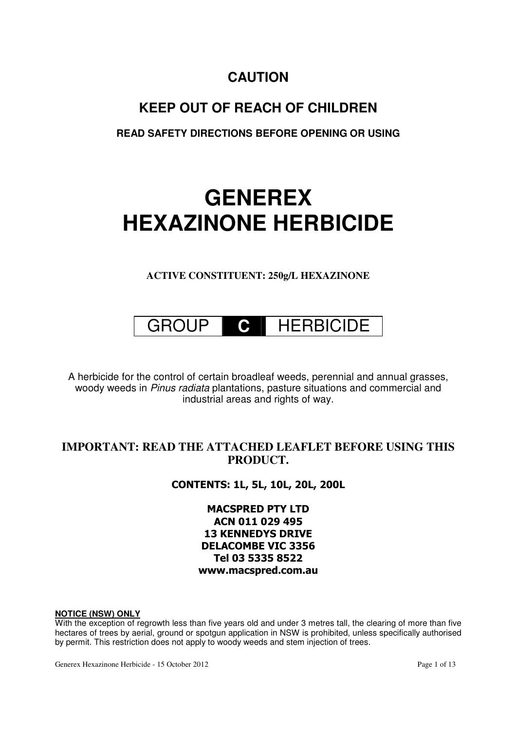**CAUTION**

**KEEP OUT OF REACH OF CHILDREN**

**READ SAFETY DIRECTIONS BEFORE OPENING OR USING**

# GENEREX HEXAZINONE HERBICIDE

**ACTIVE CONSTITUENT: 250g/L HEXAZINONE**

| GROUP | **C** | HERBICIDE |
|---|---|---|

A herbicide for the control of certain broadleaf weeds, perennial and annual grasses, woody weeds in *Pinus radiata* plantations, pasture situations and commercial and industrial areas and rights of way.

**IMPORTANT: READ THE ATTACHED LEAFLET BEFORE USING THIS PRODUCT.**

**CONTENTS: 1L, 5L, 10L, 20L, 200L**

**MACSPRED PTY LTD**
**ACN 011 029 495**
**13 KENNEDYS DRIVE**
**DELACOMBE VIC 3356**
**Tel 03 5335 8522**
**www.macspred.com.au**

**NOTICE (NSW) ONLY**

With the exception of regrowth less than five years old and under 3 metres tall, the clearing of more than five hectares of trees by aerial, ground or spotgun application in NSW is prohibited, unless specifically authorised by permit. This restriction does not apply to woody weeds and stem injection of trees.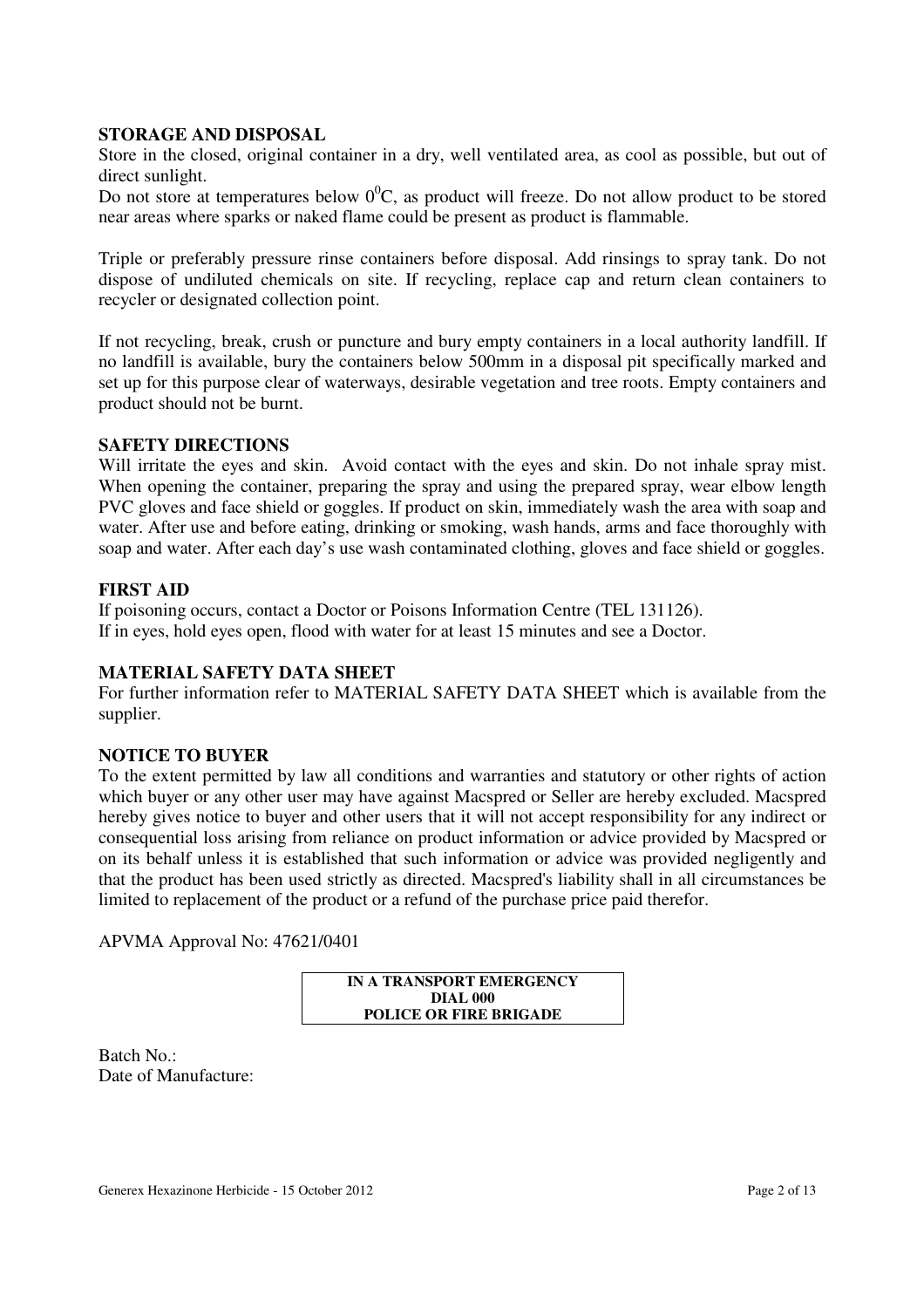## STORAGE AND DISPOSAL

Store in the closed, original container in a dry, well ventilated area, as cool as possible, but out of direct sunlight.

Do not store at temperatures below $0^0$C, as product will freeze. Do not allow product to be stored near areas where sparks or naked flame could be present as product is flammable.

Triple or preferably pressure rinse containers before disposal. Add rinsings to spray tank. Do not dispose of undiluted chemicals on site. If recycling, replace cap and return clean containers to recycler or designated collection point.

If not recycling, break, crush or puncture and bury empty containers in a local authority landfill. If no landfill is available, bury the containers below 500mm in a disposal pit specifically marked and set up for this purpose clear of waterways, desirable vegetation and tree roots. Empty containers and product should not be burnt.

## SAFETY DIRECTIONS

Will irritate the eyes and skin. Avoid contact with the eyes and skin. Do not inhale spray mist. When opening the container, preparing the spray and using the prepared spray, wear elbow length PVC gloves and face shield or goggles. If product on skin, immediately wash the area with soap and water. After use and before eating, drinking or smoking, wash hands, arms and face thoroughly with soap and water. After each day's use wash contaminated clothing, gloves and face shield or goggles.

## FIRST AID

If poisoning occurs, contact a Doctor or Poisons Information Centre (TEL 131126).
If in eyes, hold eyes open, flood with water for at least 15 minutes and see a Doctor.

## MATERIAL SAFETY DATA SHEET

For further information refer to MATERIAL SAFETY DATA SHEET which is available from the supplier.

## NOTICE TO BUYER

To the extent permitted by law all conditions and warranties and statutory or other rights of action which buyer or any other user may have against Macspred or Seller are hereby excluded. Macspred hereby gives notice to buyer and other users that it will not accept responsibility for any indirect or consequential loss arising from reliance on product information or advice provided by Macspred or on its behalf unless it is established that such information or advice was provided negligently and that the product has been used strictly as directed. Macspred's liability shall in all circumstances be limited to replacement of the product or a refund of the purchase price paid therefor.

APVMA Approval No: 47621/0401

**IN A TRANSPORT EMERGENCY**
**DIAL 000**
**POLICE OR FIRE BRIGADE**

Batch No.:
Date of Manufacture: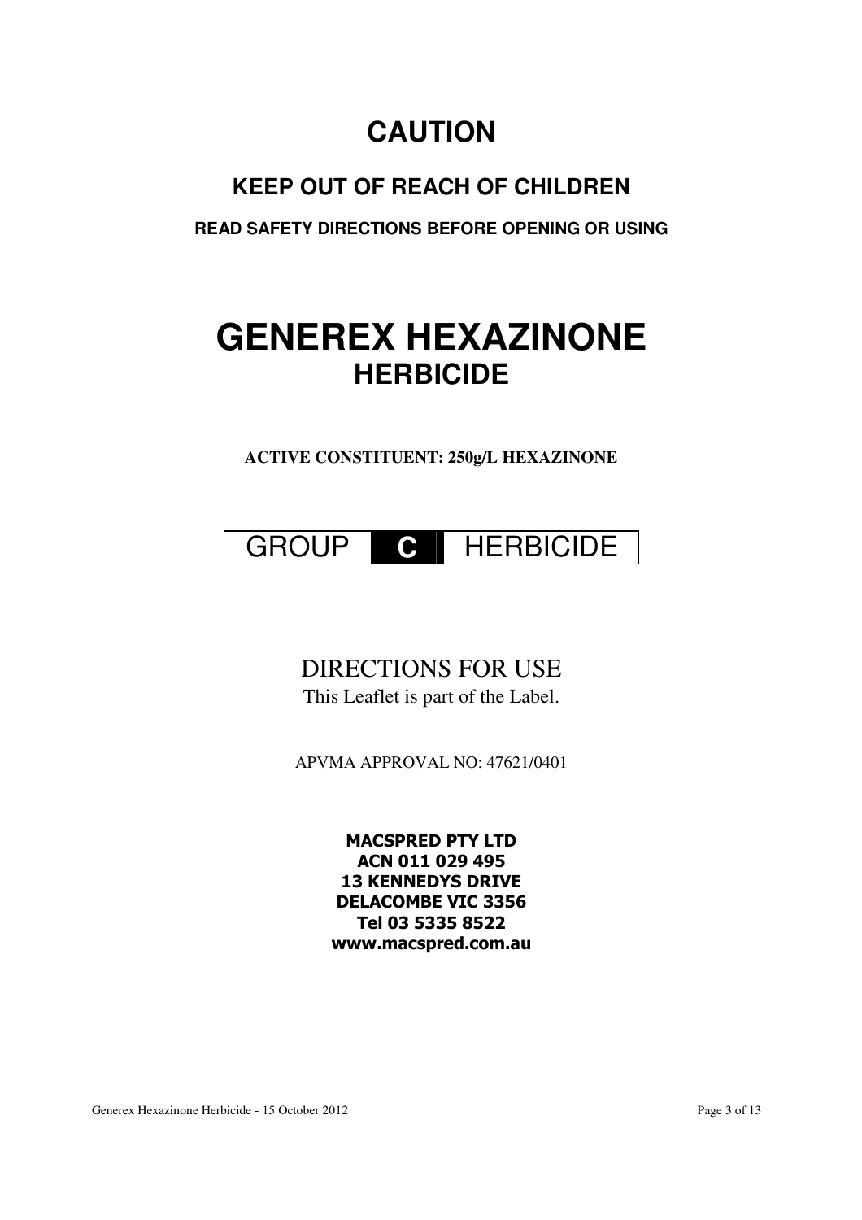# CAUTION

## KEEP OUT OF REACH OF CHILDREN

**READ SAFETY DIRECTIONS BEFORE OPENING OR USING**

# GENEREX HEXAZINONE

## HERBICIDE

**ACTIVE CONSTITUENT: 250g/L HEXAZINONE**

| GROUP | **C** | HERBICIDE |
|---|---|---|

DIRECTIONS FOR USE

This Leaflet is part of the Label.

APVMA APPROVAL NO: 47621/0401

**MACSPRED PTY LTD**
**ACN 011 029 495**
**13 KENNEDYS DRIVE**
**DELACOMBE VIC 3356**
**Tel 03 5335 8522**
**www.macspred.com.au**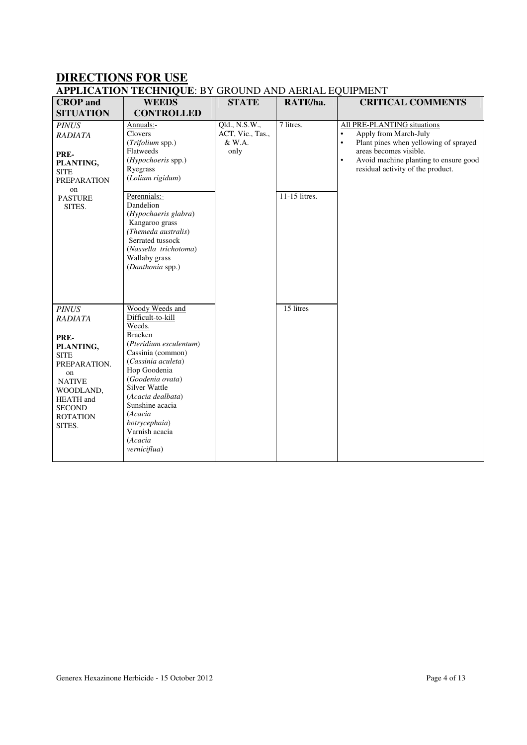## DIRECTIONS FOR USE

### APPLICATION TECHNIQUE: BY GROUND AND AERIAL EQUIPMENT

| CROP and SITUATION | WEEDS CONTROLLED | STATE | RATE/ha. | CRITICAL COMMENTS |
|---|---|---|---|---|
| *PINUS RADIATA* **PRE-PLANTING,** SITE PREPARATION on PASTURE SITES. | Annuals:- Clovers (*Trifolium* spp.) Flatweeds (*Hypochoeris* spp.) Ryegrass (*Lolium rigidum*) | Qld., N.S.W., ACT, Vic., Tas., & W.A. only | 7 litres. | All PRE-PLANTING situations<br>• Apply from March-July<br>• Plant pines when yellowing of sprayed areas becomes visible.<br>• Avoid machine planting to ensure good residual activity of the product. |
| | Perennials:- Dandelion (*Hypochaeris glabra*) Kangaroo grass (*Themeda australis*) Serrated tussock (*Nassella trichotoma*) Wallaby grass (*Danthonia* spp.) | | 11-15 litres. | |
| *PINUS RADIATA* **PRE-PLANTING,** SITE PREPARATION. on NATIVE WOODLAND, HEATH and SECOND ROTATION SITES. | Woody Weeds and Difficult-to-kill Weeds. Bracken (*Pteridium esculentum*) Cassinia (common) (*Cassinia aculeta*) Hop Goodenia (*Goodenia ovata*) Silver Wattle (*Acacia dealbata*) Sunshine acacia (*Acacia botrycephaia*) Varnish acacia (*Acacia verniciflua*) | | 15 litres | |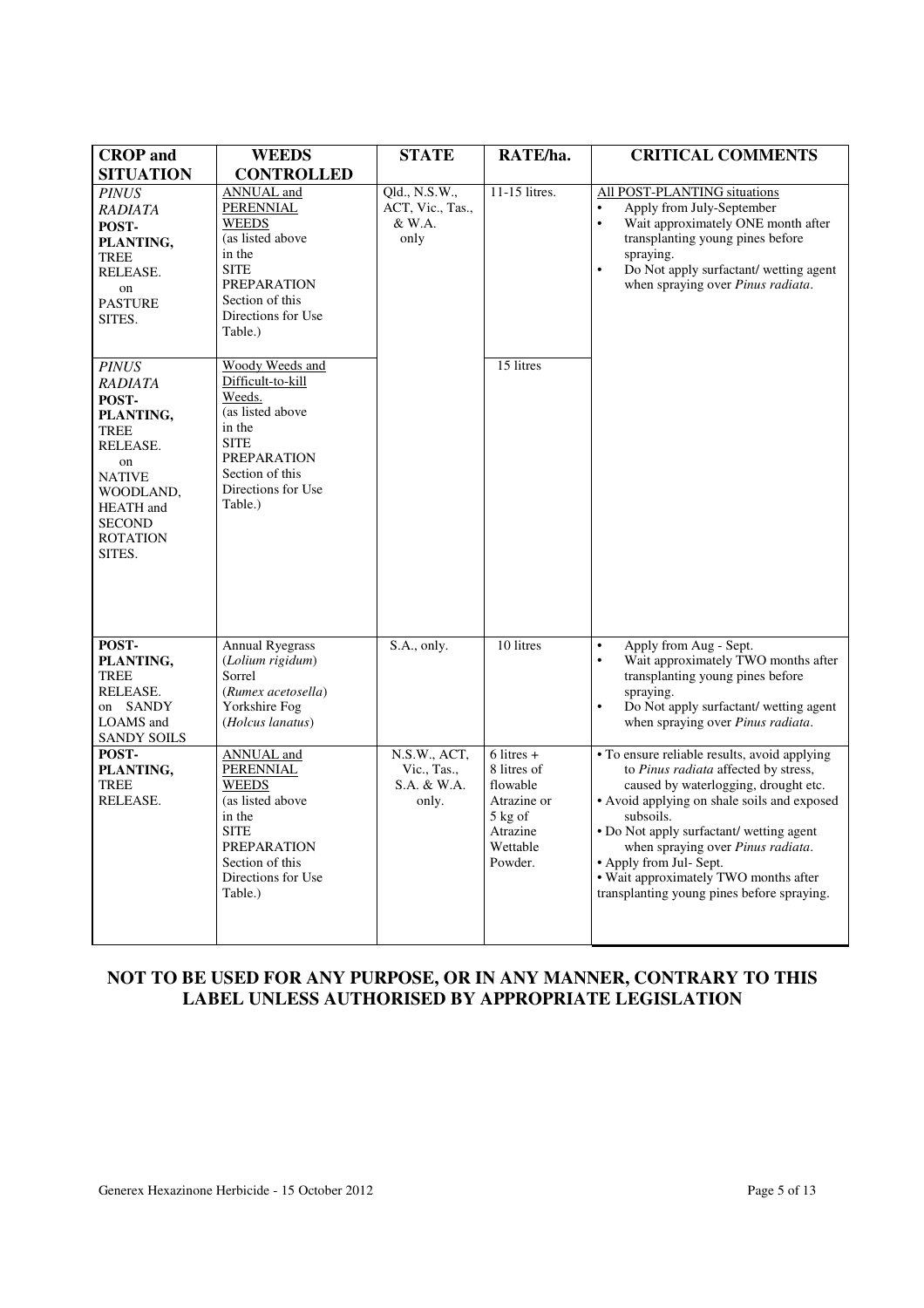| CROP and SITUATION | WEEDS CONTROLLED | STATE | RATE/ha. | CRITICAL COMMENTS |
|---|---|---|---|---|
| *PINUS RADIATA* **POST-PLANTING,** TREE RELEASE. on PASTURE SITES. | ANNUAL and PERENNIAL WEEDS (as listed above in the SITE PREPARATION Section of this Directions for Use Table.) | Qld., N.S.W., ACT, Vic., Tas., & W.A. only | 11-15 litres. | All POST-PLANTING situations<br>• Apply from July-September<br>• Wait approximately ONE month after transplanting young pines before spraying.<br>• Do Not apply surfactant/ wetting agent when spraying over *Pinus radiata*. |
| *PINUS RADIATA* **POST-PLANTING,** TREE RELEASE. on NATIVE WOODLAND, HEATH and SECOND ROTATION SITES. | Woody Weeds and Difficult-to-kill Weeds. (as listed above in the SITE PREPARATION Section of this Directions for Use Table.) | | 15 litres | |
| **POST-PLANTING,** TREE RELEASE. on SANDY LOAMS and SANDY SOILS | Annual Ryegrass (*Lolium rigidum*)<br>Sorrel (*Rumex acetosella*)<br>Yorkshire Fog (*Holcus lanatus*) | S.A., only. | 10 litres | • Apply from Aug - Sept.<br>• Wait approximately TWO months after transplanting young pines before spraying.<br>• Do Not apply surfactant/ wetting agent when spraying over *Pinus radiata*. |
| **POST-PLANTING,** TREE RELEASE. | ANNUAL and PERENNIAL WEEDS (as listed above in the SITE PREPARATION Section of this Directions for Use Table.) | N.S.W., ACT, Vic., Tas., S.A. & W.A. only. | 6 litres + 8 litres of flowable Atrazine or 5 kg of Atrazine Wettable Powder. | • To ensure reliable results, avoid applying to *Pinus radiata* affected by stress, caused by waterlogging, drought etc.<br>• Avoid applying on shale soils and exposed subsoils.<br>• Do Not apply surfactant/ wetting agent when spraying over *Pinus radiata*.<br>• Apply from Jul- Sept.<br>• Wait approximately TWO months after transplanting young pines before spraying. |

**NOT TO BE USED FOR ANY PURPOSE, OR IN ANY MANNER, CONTRARY TO THIS LABEL UNLESS AUTHORISED BY APPROPRIATE LEGISLATION**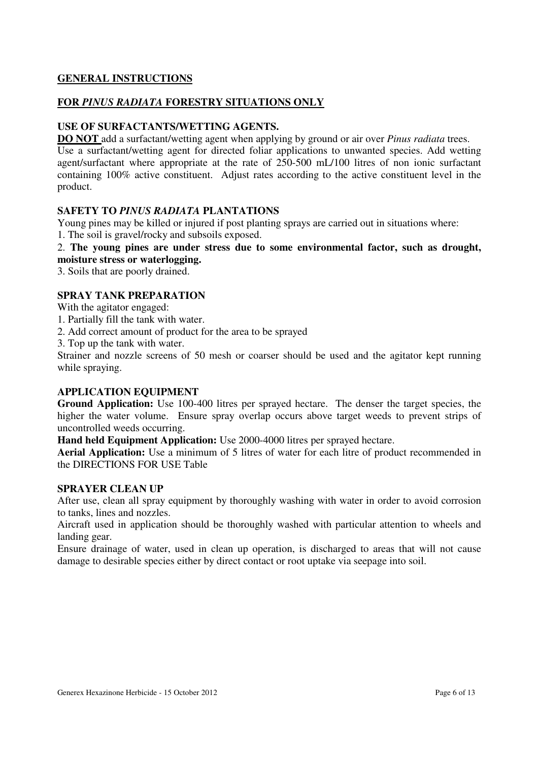## GENERAL INSTRUCTIONS

## FOR *PINUS RADIATA* FORESTRY SITUATIONS ONLY

### USE OF SURFACTANTS/WETTING AGENTS.

**DO NOT** add a surfactant/wetting agent when applying by ground or air over *Pinus radiata* trees.
Use a surfactant/wetting agent for directed foliar applications to unwanted species. Add wetting agent/surfactant where appropriate at the rate of 250-500 mL/100 litres of non ionic surfactant containing 100% active constituent. Adjust rates according to the active constituent level in the product.

### SAFETY TO *PINUS RADIATA* PLANTATIONS

Young pines may be killed or injured if post planting sprays are carried out in situations where:

1. The soil is gravel/rocky and subsoils exposed.
2. **The young pines are under stress due to some environmental factor, such as drought, moisture stress or waterlogging.**
3. Soils that are poorly drained.

### SPRAY TANK PREPARATION

With the agitator engaged:

1. Partially fill the tank with water.
2. Add correct amount of product for the area to be sprayed
3. Top up the tank with water.

Strainer and nozzle screens of 50 mesh or coarser should be used and the agitator kept running while spraying.

### APPLICATION EQUIPMENT

**Ground Application:** Use 100-400 litres per sprayed hectare. The denser the target species, the higher the water volume. Ensure spray overlap occurs above target weeds to prevent strips of uncontrolled weeds occurring.

**Hand held Equipment Application:** Use 2000-4000 litres per sprayed hectare.

**Aerial Application:** Use a minimum of 5 litres of water for each litre of product recommended in the DIRECTIONS FOR USE Table

### SPRAYER CLEAN UP

After use, clean all spray equipment by thoroughly washing with water in order to avoid corrosion to tanks, lines and nozzles.

Aircraft used in application should be thoroughly washed with particular attention to wheels and landing gear.

Ensure drainage of water, used in clean up operation, is discharged to areas that will not cause damage to desirable species either by direct contact or root uptake via seepage into soil.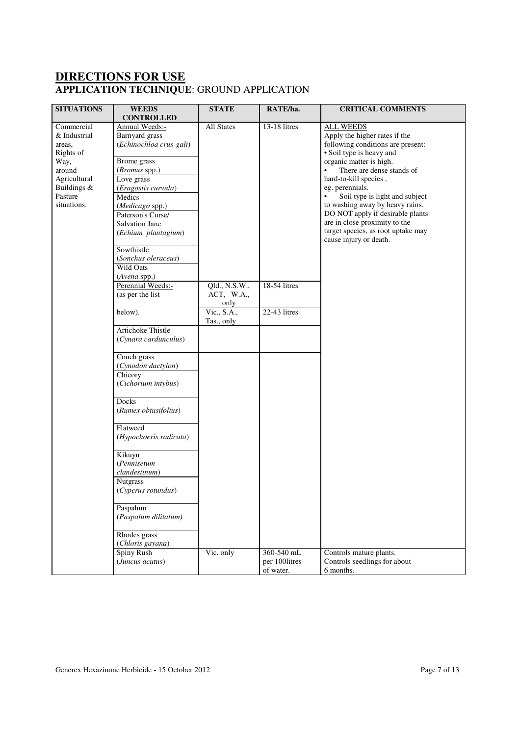## DIRECTIONS FOR USE

### APPLICATION TECHNIQUE: GROUND APPLICATION

| SITUATIONS | WEEDS CONTROLLED | STATE | RATE/ha. | CRITICAL COMMENTS |
|---|---|---|---|---|
| Commercial & Industrial areas, Rights of Way, around Agricultural Buildings & Pasture situations. | Annual Weeds:- Barnyard grass (*Echinochloa crus-gali*) | All States | 13-18 litres | ALL WEEDS Apply the higher rates if the following conditions are present:- • Soil type is heavy and organic matter is high. • There are dense stands of hard-to-kill species , eg. perennials. • Soil type is light and subject to washing away by heavy rains. DO NOT apply if desirable plants are in close proximity to the target species, as root uptake may cause injury or death. |
| | Brome grass (*Bromus* spp.) | | | |
| | Love grass (*Eragostis curvula*) | | | |
| | Medics (*Medicago* spp.) | | | |
| | Paterson's Curse/ Salvation Jane (*Echium plantagium*) | | | |
| | Sowthistle (*Sonchus oleraceus*) | | | |
| | Wild Oats (*Avena* spp.) | | | |
| | Perennial Weeds:- (as per the list | Qld., N.S.W., ACT, W.A., only | 18-54 litres | |
| | below). | Vic., S.A., Tas., only | 22-43 litres | |
| | Artichoke Thistle (*Cynara cardunculus*) | | | |
| | Couch grass (*Cynodon dactylon*) | | | |
| | Chicory (*Cichorium intybus*) | | | |
| | Docks (*Rumex obtusifolius*) | | | |
| | Flatweed (*Hypochoeris radicata*) | | | |
| | Kikuyu (*Pennisetum clandestinum*) | | | |
| | Nutgrass (*Cyperus rotundus*) | | | |
| | Paspalum (*Paspalum dilitatum*) | | | |
| | Rhodes grass (*Chloris gayana*) | | | |
| | Spiny Rush (*Juncus acutus*) | Vic. only | 360-540 mL per 100litres of water. | Controls mature plants. Controls seedlings for about 6 months. |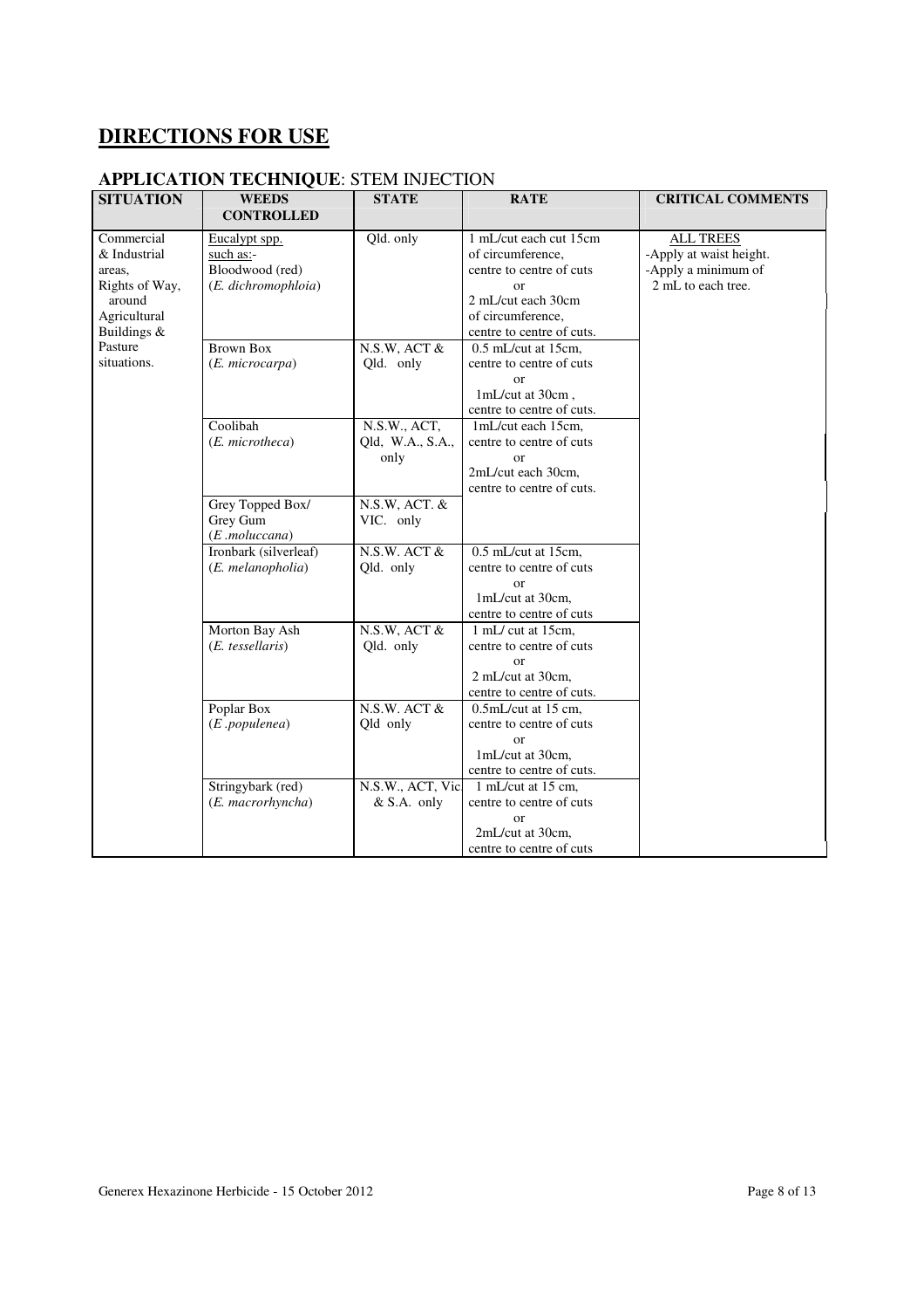## DIRECTIONS FOR USE

### APPLICATION TECHNIQUE: STEM INJECTION

| SITUATION | WEEDS CONTROLLED | STATE | RATE | CRITICAL COMMENTS |
|---|---|---|---|---|
| Commercial & Industrial areas, Rights of Way, around Agricultural Buildings & Pasture situations. | Eucalypt spp. such as:- Bloodwood (red) (*E. dichromophloia*) | Qld. only | 1 mL/cut each cut 15cm of circumference, centre to centre of cuts or 2 mL/cut each 30cm of circumference, centre to centre of cuts. | ALL TREES -Apply at waist height. -Apply a minimum of 2 mL to each tree. |
| | Brown Box (*E. microcarpa*) | N.S.W, ACT & Qld. only | 0.5 mL/cut at 15cm, centre to centre of cuts or 1mL/cut at 30cm , centre to centre of cuts. | |
| | Coolibah (*E. microtheca*) | N.S.W., ACT, Qld, W.A., S.A., only | 1mL/cut each 15cm, centre to centre of cuts or 2mL/cut each 30cm, centre to centre of cuts. | |
| | Grey Topped Box/ Grey Gum (*E .moluccana*) | N.S.W, ACT. & VIC. only | | |
| | Ironbark (silverleaf) (*E. melanopholia*) | N.S.W. ACT & Qld. only | 0.5 mL/cut at 15cm, centre to centre of cuts or 1mL/cut at 30cm, centre to centre of cuts | |
| | Morton Bay Ash (*E. tessellaris*) | N.S.W, ACT & Qld. only | 1 mL/ cut at 15cm, centre to centre of cuts or 2 mL/cut at 30cm, centre to centre of cuts. | |
| | Poplar Box (*E .populenea*) | N.S.W. ACT & Qld only | 0.5mL/cut at 15 cm, centre to centre of cuts or 1mL/cut at 30cm, centre to centre of cuts. | |
| | Stringybark (red) (*E. macrorhyncha*) | N.S.W., ACT, Vic & S.A. only | 1 mL/cut at 15 cm, centre to centre of cuts or 2mL/cut at 30cm, centre to centre of cuts | |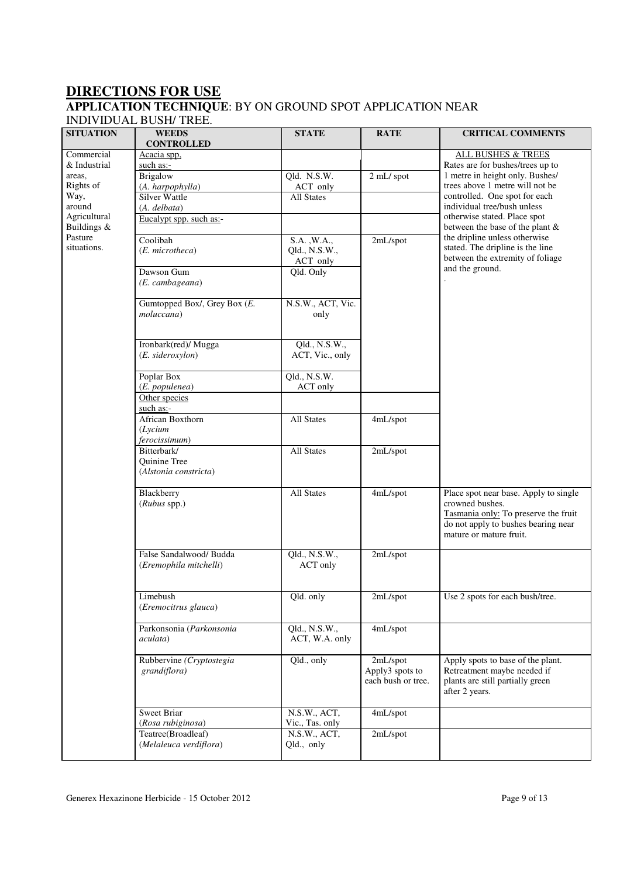## DIRECTIONS FOR USE

**APPLICATION TECHNIQUE**: BY ON GROUND SPOT APPLICATION NEAR INDIVIDUAL BUSH/ TREE.

| SITUATION | WEEDS CONTROLLED | STATE | RATE | CRITICAL COMMENTS |
|---|---|---|---|---|
| Commercial & Industrial areas, Rights of Way, around Agricultural Buildings & Pasture situations. | Acacia spp, such as:- | | | ALL BUSHES & TREES Rates are for bushes/trees up to 1 metre in height only. Bushes/ trees above 1 metre will not be controlled. One spot for each individual tree/bush unless otherwise stated. Place spot between the base of the plant & the dripline unless otherwise stated. The dripline is the line between the extremity of foliage and the ground. . |
| | Brigalow (*A. harpophylla*) | Qld. N.S.W. ACT only | 2 mL/ spot | |
| | Silver Wattle (*A. delbata*) | All States | | |
| | Eucalypt spp. such as:- | | | |
| | Coolibah (*E. microtheca*) | S.A. ,W.A., Qld., N.S.W., ACT only | 2mL/spot | |
| | Dawson Gum (*E. cambageana*) | Qld. Only | | |
| | Gumtopped Box/, Grey Box (*E. moluccana*) | N.S.W., ACT, Vic. only | | |
| | Ironbark(red)/ Mugga (*E. sideroxylon*) | Qld., N.S.W., ACT, Vic., only | | |
| | Poplar Box (*E. populenea*) | Qld., N.S.W. ACT only | | |
| | Other species such as:- | | | |
| | African Boxthorn (*Lycium ferocissimum*) | All States | 4mL/spot | |
| | Bitterbark/ Quinine Tree (*Alstonia constricta*) | All States | 2mL/spot | |
| | Blackberry (*Rubus* spp.) | All States | 4mL/spot | Place spot near base. Apply to single crowned bushes. Tasmania only: To preserve the fruit do not apply to bushes bearing near mature or mature fruit. |
| | False Sandalwood/ Budda (*Eremophila mitchelli*) | Qld., N.S.W., ACT only | 2mL/spot | |
| | Limebush (*Eremocitrus glauca*) | Qld. only | 2mL/spot | Use 2 spots for each bush/tree. |
| | Parkonsonia (*Parkonsonia aculata*) | Qld., N.S.W., ACT, W.A. only | 4mL/spot | |
| | Rubbervine (*Cryptostegia grandiflora*) | Qld., only | 2mL/spot Apply3 spots to each bush or tree. | Apply spots to base of the plant. Retreatment maybe needed if plants are still partially green after 2 years. |
| | Sweet Briar (*Rosa rubiginosa*) | N.S.W., ACT, Vic., Tas. only | 4mL/spot | |
| | Teatree(Broadleaf) (*Melaleuca verdiflora*) | N.S.W., ACT, Qld., only | 2mL/spot | |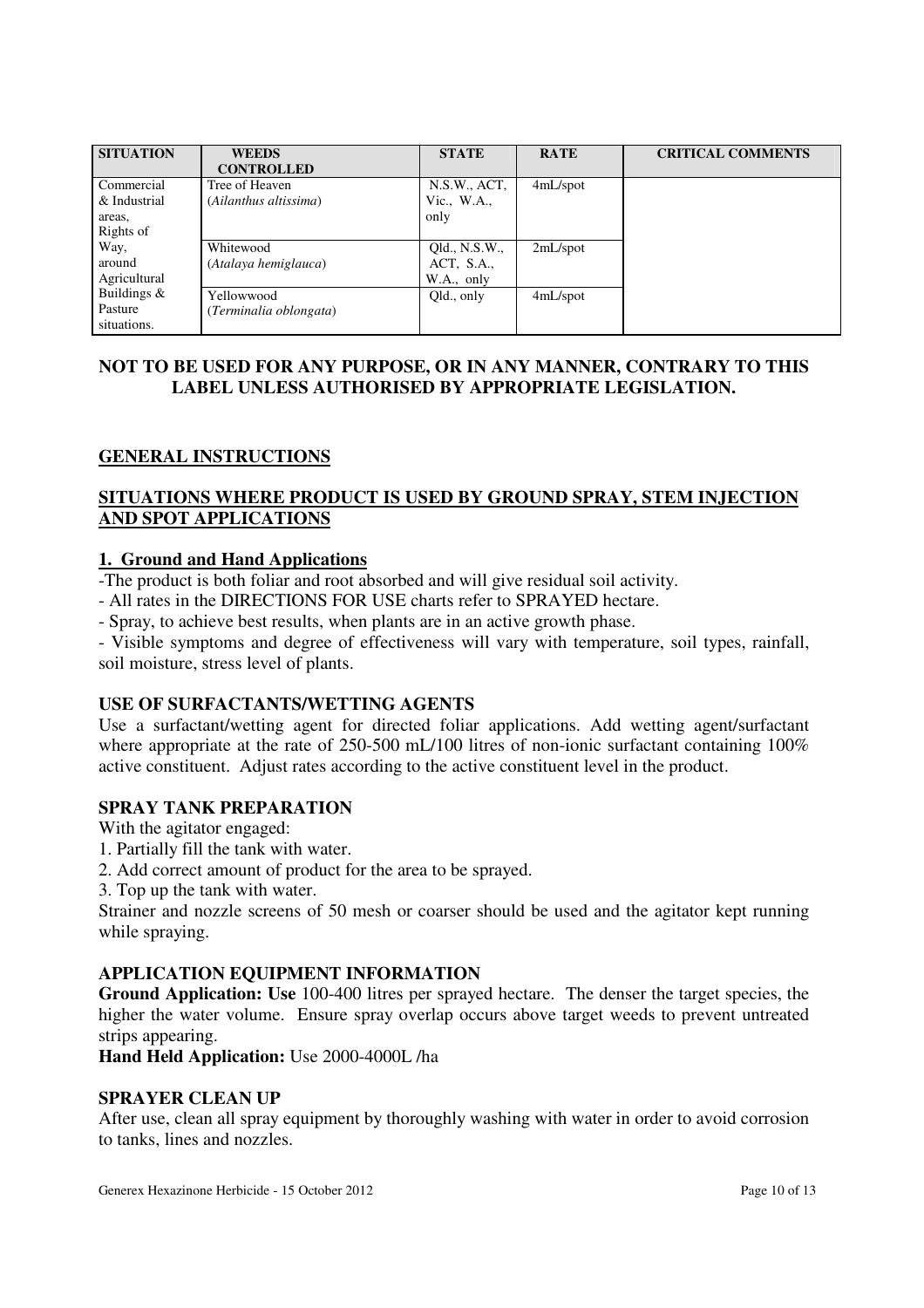| SITUATION | WEEDS CONTROLLED | STATE | RATE | CRITICAL COMMENTS |
| --- | --- | --- | --- | --- |
| Commercial & Industrial areas, Rights of Way, around Agricultural Buildings & Pasture situations. | Tree of Heaven (*Ailanthus altissima*) | N.S.W., ACT, Vic., W.A., only | 4mL/spot | |
| | Whitewood (*Atalaya hemiglauca*) | Qld., N.S.W., ACT, S.A., W.A., only | 2mL/spot | |
| | Yellowwood (*Terminalia oblongata*) | Qld., only | 4mL/spot | |

**NOT TO BE USED FOR ANY PURPOSE, OR IN ANY MANNER, CONTRARY TO THIS LABEL UNLESS AUTHORISED BY APPROPRIATE LEGISLATION.**

## GENERAL INSTRUCTIONS

## SITUATIONS WHERE PRODUCT IS USED BY GROUND SPRAY, STEM INJECTION AND SPOT APPLICATIONS

### 1. Ground and Hand Applications

-The product is both foliar and root absorbed and will give residual soil activity.
- All rates in the DIRECTIONS FOR USE charts refer to SPRAYED hectare.
- Spray, to achieve best results, when plants are in an active growth phase.
- Visible symptoms and degree of effectiveness will vary with temperature, soil types, rainfall, soil moisture, stress level of plants.

### USE OF SURFACTANTS/WETTING AGENTS

Use a surfactant/wetting agent for directed foliar applications. Add wetting agent/surfactant where appropriate at the rate of 250-500 mL/100 litres of non-ionic surfactant containing 100% active constituent. Adjust rates according to the active constituent level in the product.

### SPRAY TANK PREPARATION

With the agitator engaged:

1. Partially fill the tank with water.
2. Add correct amount of product for the area to be sprayed.
3. Top up the tank with water.

Strainer and nozzle screens of 50 mesh or coarser should be used and the agitator kept running while spraying.

### APPLICATION EQUIPMENT INFORMATION

**Ground Application: Use** 100-400 litres per sprayed hectare. The denser the target species, the higher the water volume. Ensure spray overlap occurs above target weeds to prevent untreated strips appearing.

**Hand Held Application:** Use 2000-4000L /ha

### SPRAYER CLEAN UP

After use, clean all spray equipment by thoroughly washing with water in order to avoid corrosion to tanks, lines and nozzles.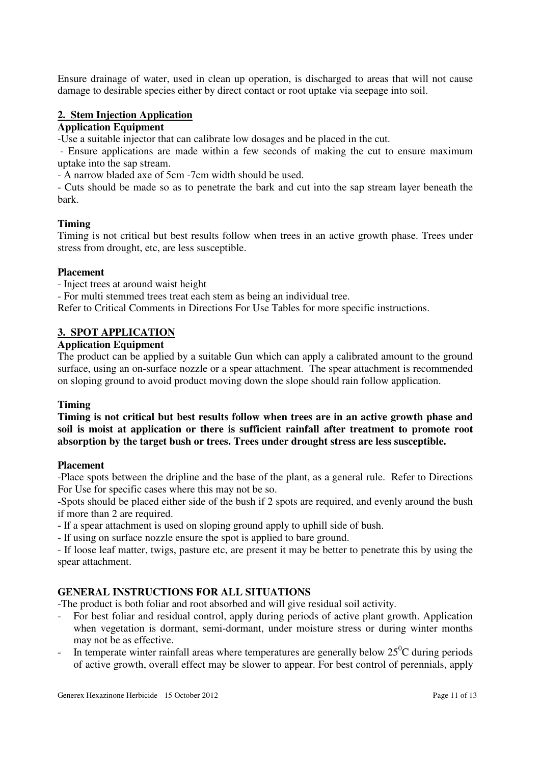Ensure drainage of water, used in clean up operation, is discharged to areas that will not cause damage to desirable species either by direct contact or root uptake via seepage into soil.

## 2. Stem Injection Application

### Application Equipment

-Use a suitable injector that can calibrate low dosages and be placed in the cut.

- Ensure applications are made within a few seconds of making the cut to ensure maximum uptake into the sap stream.
- A narrow bladed axe of 5cm -7cm width should be used.
- Cuts should be made so as to penetrate the bark and cut into the sap stream layer beneath the bark.

### Timing

Timing is not critical but best results follow when trees in an active growth phase. Trees under stress from drought, etc, are less susceptible.

### Placement

- Inject trees at around waist height
- For multi stemmed trees treat each stem as being an individual tree.

Refer to Critical Comments in Directions For Use Tables for more specific instructions.

## 3. SPOT APPLICATION

### Application Equipment

The product can be applied by a suitable Gun which can apply a calibrated amount to the ground surface, using an on-surface nozzle or a spear attachment. The spear attachment is recommended on sloping ground to avoid product moving down the slope should rain follow application.

### Timing

**Timing is not critical but best results follow when trees are in an active growth phase and soil is moist at application or there is sufficient rainfall after treatment to promote root absorption by the target bush or trees. Trees under drought stress are less susceptible.**

### Placement

-Place spots between the dripline and the base of the plant, as a general rule. Refer to Directions For Use for specific cases where this may not be so.

-Spots should be placed either side of the bush if 2 spots are required, and evenly around the bush if more than 2 are required.

- If a spear attachment is used on sloping ground apply to uphill side of bush.
- If using on surface nozzle ensure the spot is applied to bare ground.
- If loose leaf matter, twigs, pasture etc, are present it may be better to penetrate this by using the spear attachment.

## GENERAL INSTRUCTIONS FOR ALL SITUATIONS

-The product is both foliar and root absorbed and will give residual soil activity.

- For best foliar and residual control, apply during periods of active plant growth. Application when vegetation is dormant, semi-dormant, under moisture stress or during winter months may not be as effective.
- In temperate winter rainfall areas where temperatures are generally below 25$^{0}$C during periods of active growth, overall effect may be slower to appear. For best control of perennials, apply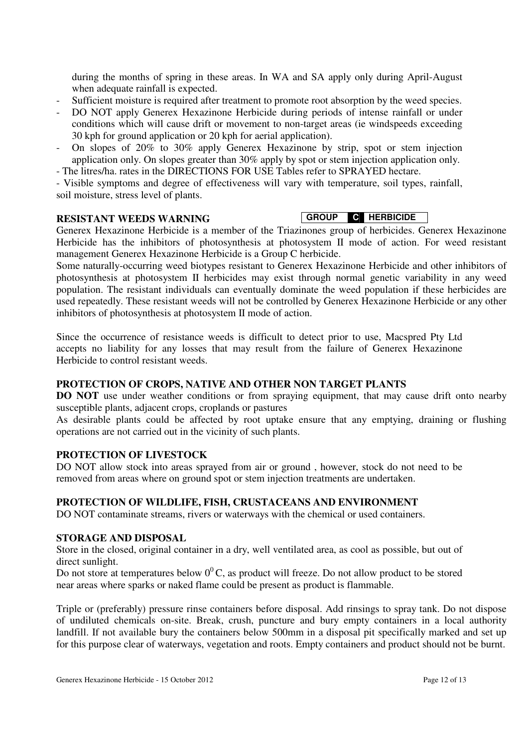during the months of spring in these areas. In WA and SA apply only during April-August when adequate rainfall is expected.

- Sufficient moisture is required after treatment to promote root absorption by the weed species.
- DO NOT apply Generex Hexazinone Herbicide during periods of intense rainfall or under conditions which will cause drift or movement to non-target areas (ie windspeeds exceeding 30 kph for ground application or 20 kph for aerial application).
- On slopes of 20% to 30% apply Generex Hexazinone by strip, spot or stem injection application only. On slopes greater than 30% apply by spot or stem injection application only.
- The litres/ha. rates in the DIRECTIONS FOR USE Tables refer to SPRAYED hectare.
- Visible symptoms and degree of effectiveness will vary with temperature, soil types, rainfall, soil moisture, stress level of plants.

**RESISTANT WEEDS WARNING** **GROUP C HERBICIDE**

Generex Hexazinone Herbicide is a member of the Triazinones group of herbicides. Generex Hexazinone Herbicide has the inhibitors of photosynthesis at photosystem II mode of action. For weed resistant management Generex Hexazinone Herbicide is a Group C herbicide.

Some naturally-occurring weed biotypes resistant to Generex Hexazinone Herbicide and other inhibitors of photosynthesis at photosystem II herbicides may exist through normal genetic variability in any weed population. The resistant individuals can eventually dominate the weed population if these herbicides are used repeatedly. These resistant weeds will not be controlled by Generex Hexazinone Herbicide or any other inhibitors of photosynthesis at photosystem II mode of action.

Since the occurrence of resistance weeds is difficult to detect prior to use, Macspred Pty Ltd accepts no liability for any losses that may result from the failure of Generex Hexazinone Herbicide to control resistant weeds.

**PROTECTION OF CROPS, NATIVE AND OTHER NON TARGET PLANTS**

**DO NOT** use under weather conditions or from spraying equipment, that may cause drift onto nearby susceptible plants, adjacent crops, croplands or pastures

As desirable plants could be affected by root uptake ensure that any emptying, draining or flushing operations are not carried out in the vicinity of such plants.

**PROTECTION OF LIVESTOCK**

DO NOT allow stock into areas sprayed from air or ground , however, stock do not need to be removed from areas where on ground spot or stem injection treatments are undertaken.

**PROTECTION OF WILDLIFE, FISH, CRUSTACEANS AND ENVIRONMENT**

DO NOT contaminate streams, rivers or waterways with the chemical or used containers.

**STORAGE AND DISPOSAL**

Store in the closed, original container in a dry, well ventilated area, as cool as possible, but out of direct sunlight.

Do not store at temperatures below $0^0$ C, as product will freeze. Do not allow product to be stored near areas where sparks or naked flame could be present as product is flammable.

Triple or (preferably) pressure rinse containers before disposal. Add rinsings to spray tank. Do not dispose of undiluted chemicals on-site. Break, crush, puncture and bury empty containers in a local authority landfill. If not available bury the containers below 500mm in a disposal pit specifically marked and set up for this purpose clear of waterways, vegetation and roots. Empty containers and product should not be burnt.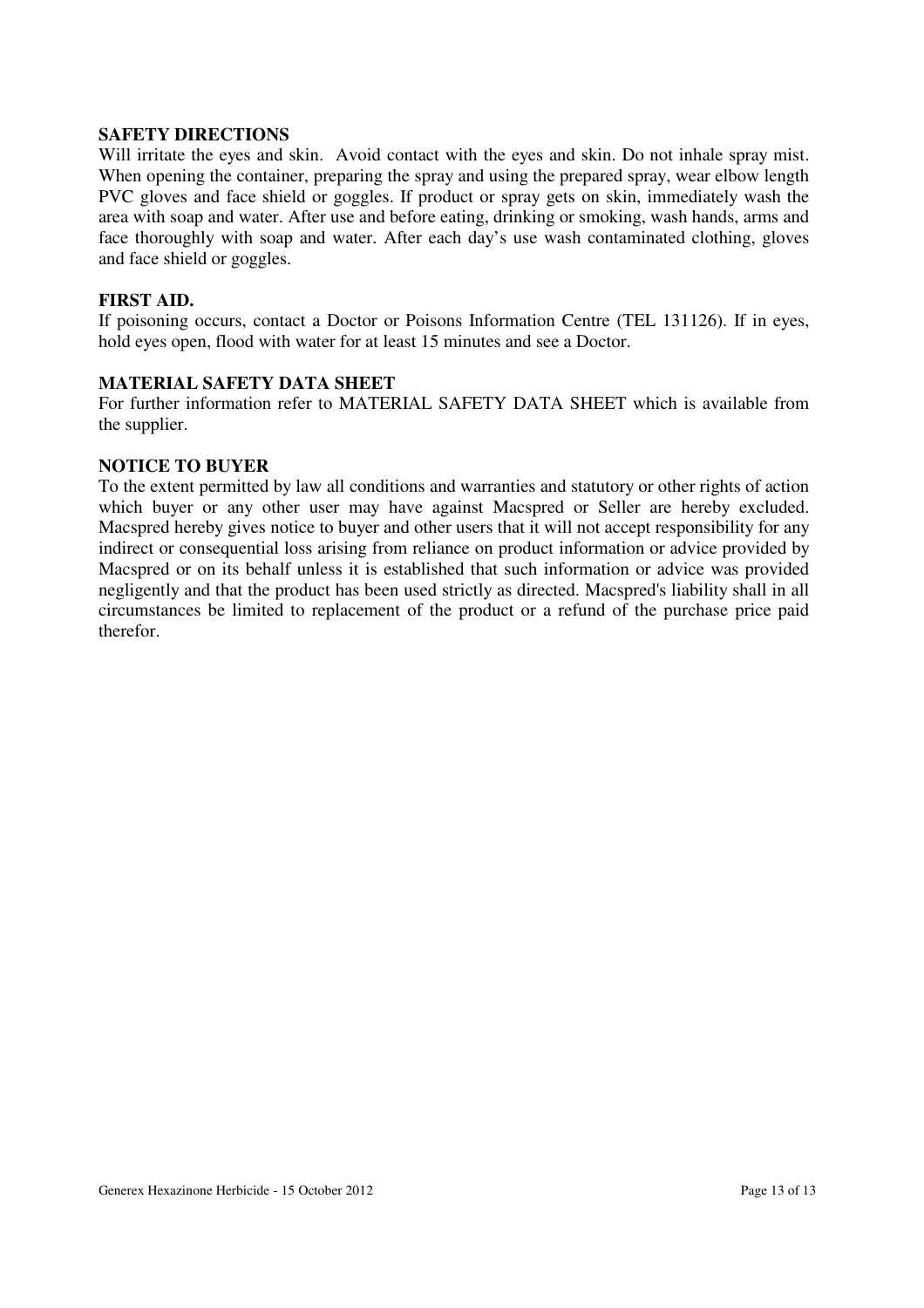## SAFETY DIRECTIONS

Will irritate the eyes and skin. Avoid contact with the eyes and skin. Do not inhale spray mist. When opening the container, preparing the spray and using the prepared spray, wear elbow length PVC gloves and face shield or goggles. If product or spray gets on skin, immediately wash the area with soap and water. After use and before eating, drinking or smoking, wash hands, arms and face thoroughly with soap and water. After each day's use wash contaminated clothing, gloves and face shield or goggles.

## FIRST AID.

If poisoning occurs, contact a Doctor or Poisons Information Centre (TEL 131126). If in eyes, hold eyes open, flood with water for at least 15 minutes and see a Doctor.

## MATERIAL SAFETY DATA SHEET

For further information refer to MATERIAL SAFETY DATA SHEET which is available from the supplier.

## NOTICE TO BUYER

To the extent permitted by law all conditions and warranties and statutory or other rights of action which buyer or any other user may have against Macspred or Seller are hereby excluded. Macspred hereby gives notice to buyer and other users that it will not accept responsibility for any indirect or consequential loss arising from reliance on product information or advice provided by Macspred or on its behalf unless it is established that such information or advice was provided negligently and that the product has been used strictly as directed. Macspred's liability shall in all circumstances be limited to replacement of the product or a refund of the purchase price paid therefor.